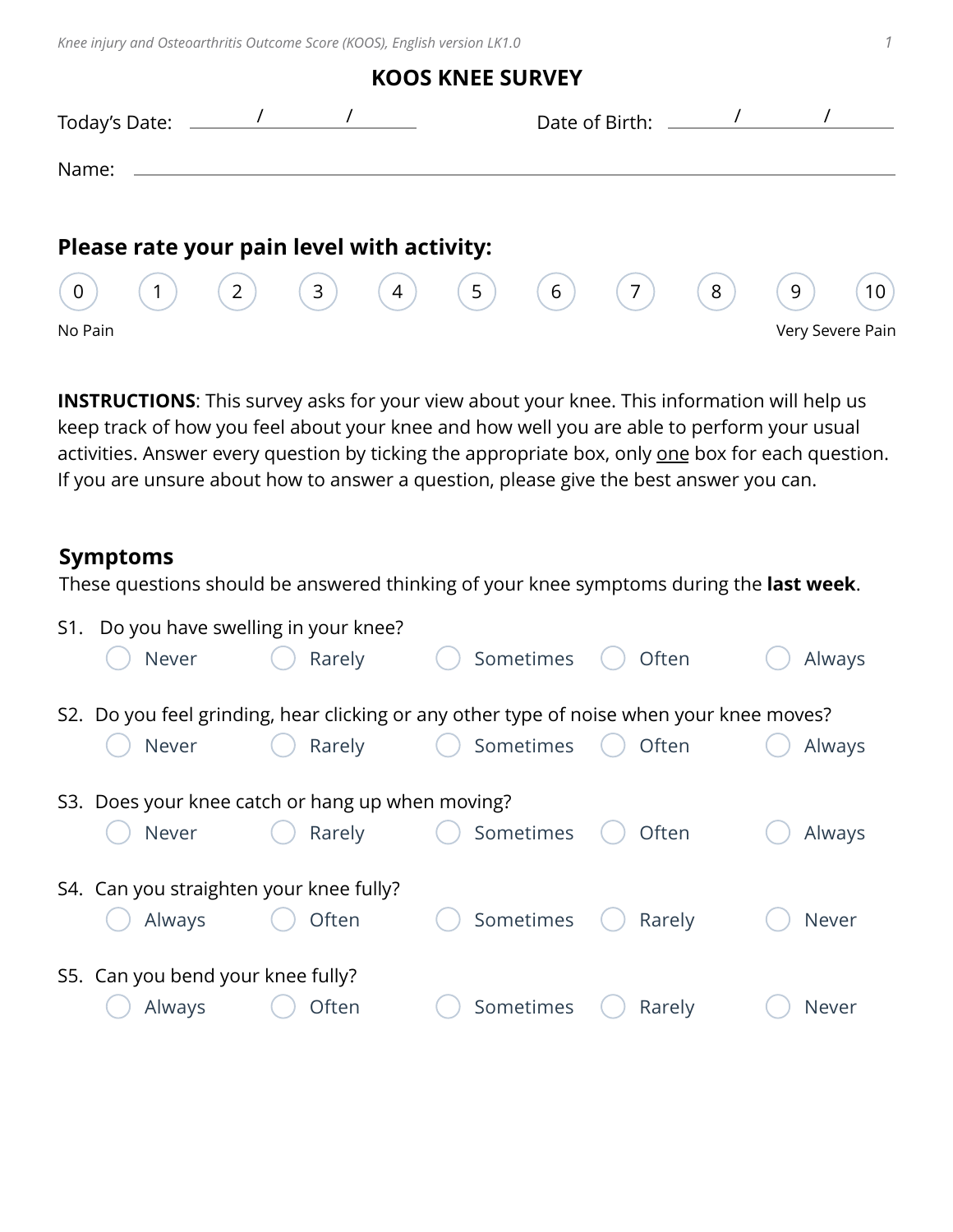# KOOS KNEE SURVEY

Today's Date: ______ / ______ / ______ Date of Birth: ______ / ______ / ______

Name: ____________________________________________

## Please rate your pain level with activity:

○ 0 ○ 1 ○ 2 ○ 3 ○ 4 ○ 5 ○ 6 ○ 7 ○ 8 ○ 9 ○ 10

No Pain — Very Severe Pain

**INSTRUCTIONS**: This survey asks for your view about your knee. This information will help us keep track of how you feel about your knee and how well you are able to perform your usual activities. Answer every question by ticking the appropriate box, only one box for each question. If you are unsure about how to answer a question, please give the best answer you can.

## Symptoms

These questions should be answered thinking of your knee symptoms during the **last week**.

S1. Do you have swelling in your knee?

○ Never ○ Rarely ○ Sometimes ○ Often ○ Always

S2. Do you feel grinding, hear clicking or any other type of noise when your knee moves?

○ Never ○ Rarely ○ Sometimes ○ Often ○ Always

S3. Does your knee catch or hang up when moving?

○ Never ○ Rarely ○ Sometimes ○ Often ○ Always

S4. Can you straighten your knee fully?

○ Always ○ Often ○ Sometimes ○ Rarely ○ Never

S5. Can you bend your knee fully?

○ Always ○ Often ○ Sometimes ○ Rarely ○ Never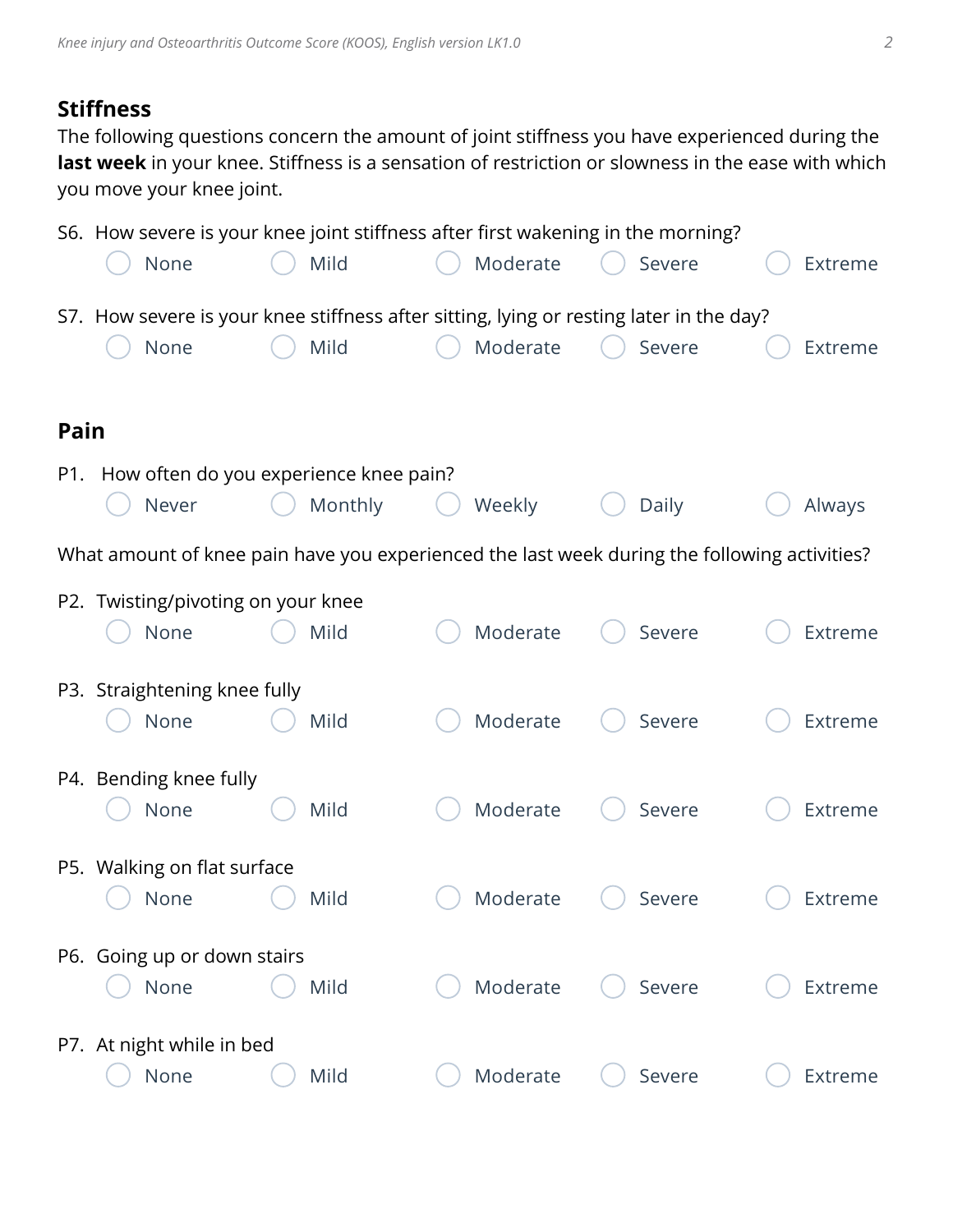## Stiffness

The following questions concern the amount of joint stiffness you have experienced during the **last week** in your knee. Stiffness is a sensation of restriction or slowness in the ease with which you move your knee joint.

S6. How severe is your knee joint stiffness after first wakening in the morning?

- ◯ None
- ◯ Mild
- ◯ Moderate
- ◯ Severe
- ◯ Extreme

S7. How severe is your knee stiffness after sitting, lying or resting later in the day?

- ◯ None
- ◯ Mild
- ◯ Moderate
- ◯ Severe
- ◯ Extreme

## Pain

P1. How often do you experience knee pain?

- ◯ Never
- ◯ Monthly
- ◯ Weekly
- ◯ Daily
- ◯ Always

What amount of knee pain have you experienced the last week during the following activities?

P2. Twisting/pivoting on your knee

- ◯ None
- ◯ Mild
- ◯ Moderate
- ◯ Severe
- ◯ Extreme

P3. Straightening knee fully

- ◯ None
- ◯ Mild
- ◯ Moderate
- ◯ Severe
- ◯ Extreme

P4. Bending knee fully

- ◯ None
- ◯ Mild
- ◯ Moderate
- ◯ Severe
- ◯ Extreme

P5. Walking on flat surface

- ◯ None
- ◯ Mild
- ◯ Moderate
- ◯ Severe
- ◯ Extreme

P6. Going up or down stairs

- ◯ None
- ◯ Mild
- ◯ Moderate
- ◯ Severe
- ◯ Extreme

P7. At night while in bed

- ◯ None
- ◯ Mild
- ◯ Moderate
- ◯ Severe
- ◯ Extreme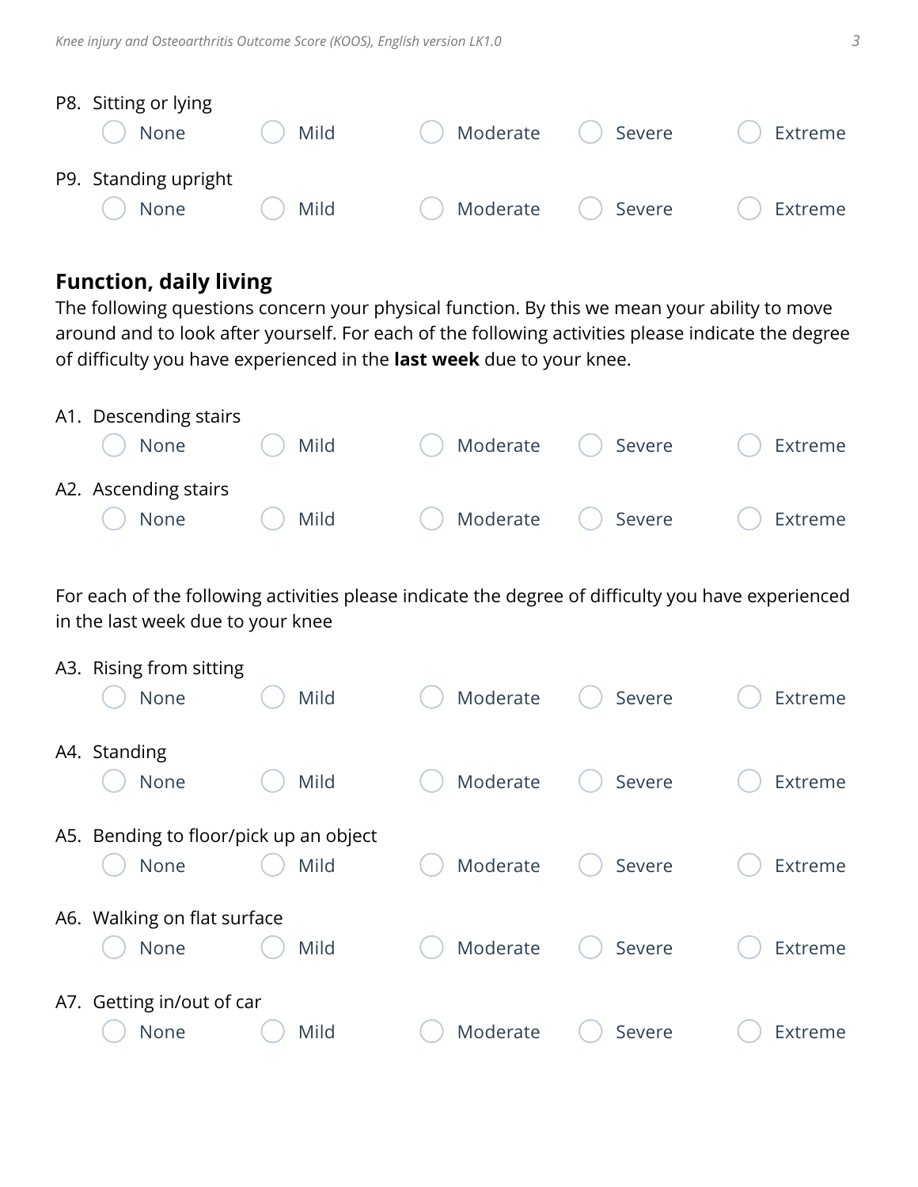P8. Sitting or lying

○ None ○ Mild ○ Moderate ○ Severe ○ Extreme

P9. Standing upright

○ None ○ Mild ○ Moderate ○ Severe ○ Extreme

## Function, daily living

The following questions concern your physical function. By this we mean your ability to move around and to look after yourself. For each of the following activities please indicate the degree of difficulty you have experienced in the **last week** due to your knee.

A1. Descending stairs

○ None ○ Mild ○ Moderate ○ Severe ○ Extreme

A2. Ascending stairs

○ None ○ Mild ○ Moderate ○ Severe ○ Extreme

For each of the following activities please indicate the degree of difficulty you have experienced in the last week due to your knee

A3. Rising from sitting

○ None ○ Mild ○ Moderate ○ Severe ○ Extreme

A4. Standing

○ None ○ Mild ○ Moderate ○ Severe ○ Extreme

A5. Bending to floor/pick up an object

○ None ○ Mild ○ Moderate ○ Severe ○ Extreme

A6. Walking on flat surface

○ None ○ Mild ○ Moderate ○ Severe ○ Extreme

A7. Getting in/out of car

○ None ○ Mild ○ Moderate ○ Severe ○ Extreme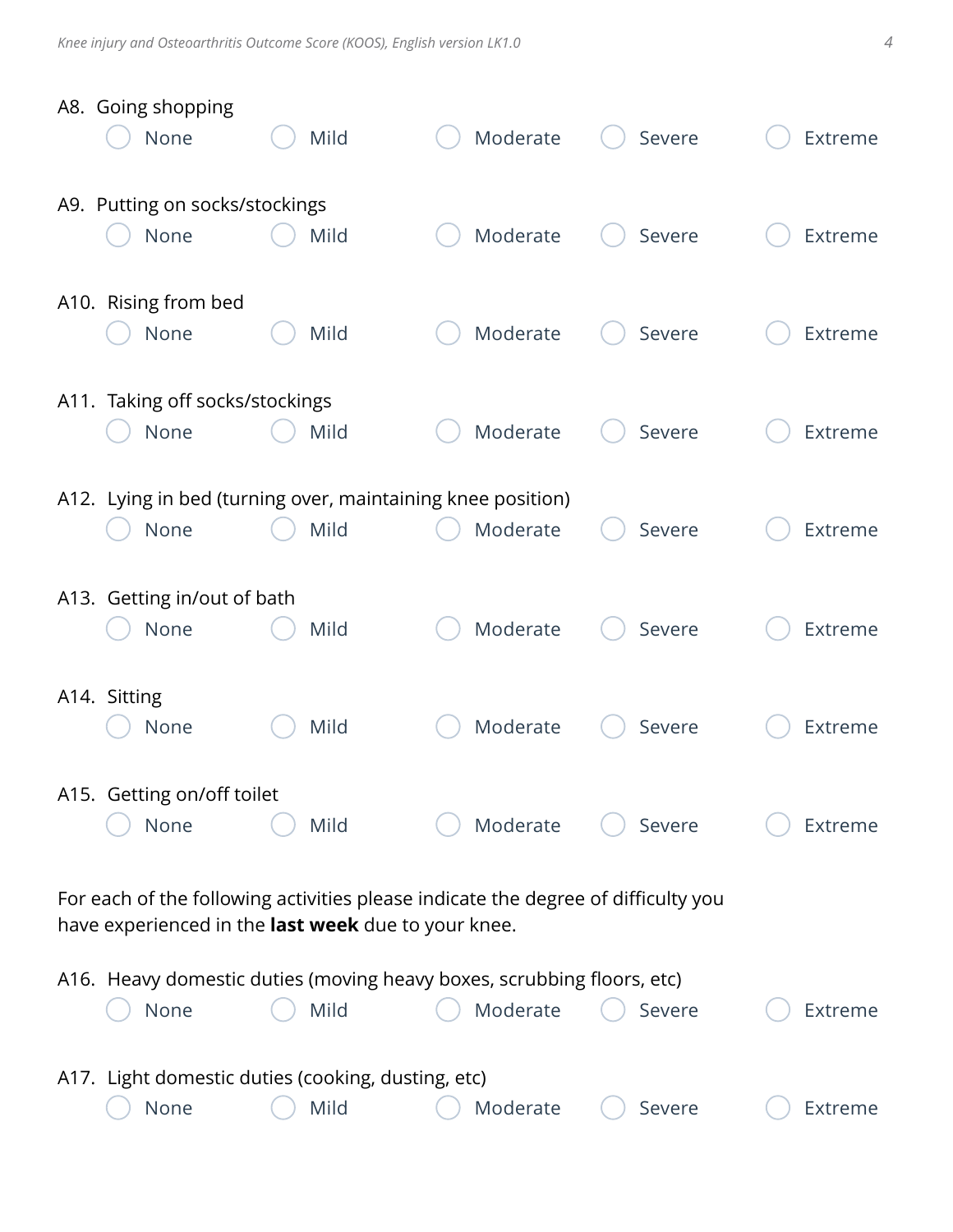A8. Going shopping

○ None ○ Mild ○ Moderate ○ Severe ○ Extreme

A9. Putting on socks/stockings

○ None ○ Mild ○ Moderate ○ Severe ○ Extreme

A10. Rising from bed

○ None ○ Mild ○ Moderate ○ Severe ○ Extreme

A11. Taking off socks/stockings

○ None ○ Mild ○ Moderate ○ Severe ○ Extreme

A12. Lying in bed (turning over, maintaining knee position)

○ None ○ Mild ○ Moderate ○ Severe ○ Extreme

A13. Getting in/out of bath

○ None ○ Mild ○ Moderate ○ Severe ○ Extreme

A14. Sitting

○ None ○ Mild ○ Moderate ○ Severe ○ Extreme

A15. Getting on/off toilet

○ None ○ Mild ○ Moderate ○ Severe ○ Extreme

For each of the following activities please indicate the degree of difficulty you have experienced in the **last week** due to your knee.

A16. Heavy domestic duties (moving heavy boxes, scrubbing floors, etc)

○ None ○ Mild ○ Moderate ○ Severe ○ Extreme

A17. Light domestic duties (cooking, dusting, etc)

○ None ○ Mild ○ Moderate ○ Severe ○ Extreme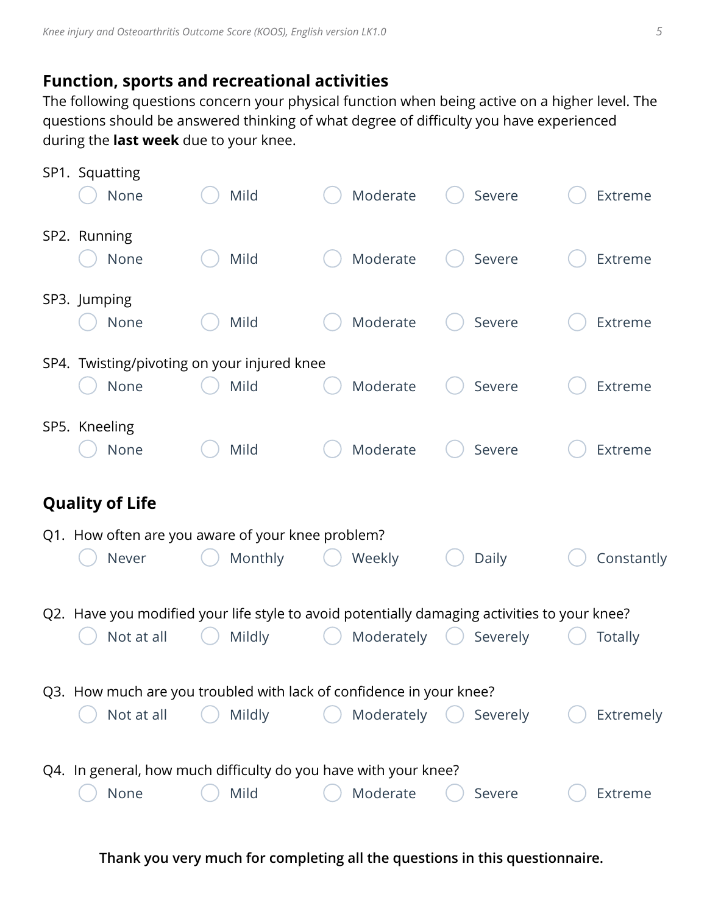## Function, sports and recreational activities

The following questions concern your physical function when being active on a higher level. The questions should be answered thinking of what degree of difficulty you have experienced during the **last week** due to your knee.

SP1. Squatting

○ None ○ Mild ○ Moderate ○ Severe ○ Extreme

SP2. Running

○ None ○ Mild ○ Moderate ○ Severe ○ Extreme

SP3. Jumping

○ None ○ Mild ○ Moderate ○ Severe ○ Extreme

SP4. Twisting/pivoting on your injured knee

○ None ○ Mild ○ Moderate ○ Severe ○ Extreme

SP5. Kneeling

○ None ○ Mild ○ Moderate ○ Severe ○ Extreme

## Quality of Life

Q1. How often are you aware of your knee problem?

○ Never ○ Monthly ○ Weekly ○ Daily ○ Constantly

Q2. Have you modified your life style to avoid potentially damaging activities to your knee?

○ Not at all ○ Mildly ○ Moderately ○ Severely ○ Totally

Q3. How much are you troubled with lack of confidence in your knee?

○ Not at all ○ Mildly ○ Moderately ○ Severely ○ Extremely

Q4. In general, how much difficulty do you have with your knee?

○ None ○ Mild ○ Moderate ○ Severe ○ Extreme

**Thank you very much for completing all the questions in this questionnaire.**